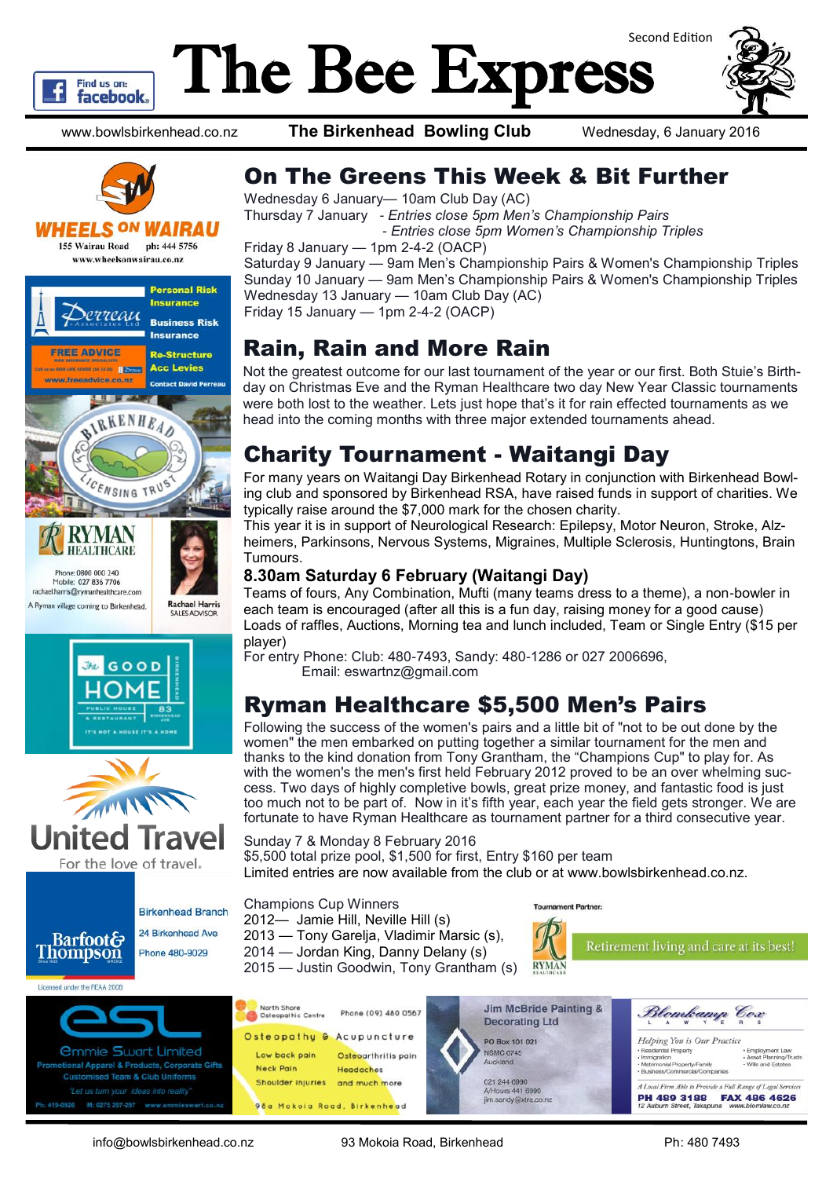# The Bee Express

Second Edition

www.bowlsbirkenhead.co.nz | **The Birkenhead Bowling Club** | Wednesday, 6 January 2016

## On The Greens This Week & Bit Further

Wednesday 6 January— 10am Club Day (AC)
Thursday 7 January - *Entries close 5pm Men's Championship Pairs*
*- Entries close 5pm Women's Championship Triples*
Friday 8 January — 1pm 2-4-2 (OACP)
Saturday 9 January — 9am Men's Championship Pairs & Women's Championship Triples
Sunday 10 January — 9am Men's Championship Pairs & Women's Championship Triples
Wednesday 13 January — 10am Club Day (AC)
Friday 15 January — 1pm 2-4-2 (OACP)

## Rain, Rain and More Rain

Not the greatest outcome for our last tournament of the year or our first. Both Stuie's Birthday on Christmas Eve and the Ryman Healthcare two day New Year Classic tournaments were both lost to the weather. Lets just hope that's it for rain effected tournaments as we head into the coming months with three major extended tournaments ahead.

## Charity Tournament - Waitangi Day

For many years on Waitangi Day Birkenhead Rotary in conjunction with Birkenhead Bowling club and sponsored by Birkenhead RSA, have raised funds in support of charities. We typically raise around the $7,000 mark for the chosen charity.
This year it is in support of Neurological Research: Epilepsy, Motor Neuron, Stroke, Alzheimers, Parkinsons, Nervous Systems, Migraines, Multiple Sclerosis, Huntingtons, Brain Tumours.

### 8.30am Saturday 6 February (Waitangi Day)

Teams of fours, Any Combination, Mufti (many teams dress to a theme), a non-bowler in each team is encouraged (after all this is a fun day, raising money for a good cause) Loads of raffles, Auctions, Morning tea and lunch included, Team or Single Entry ($15 per player)
For entry Phone: Club: 480-7493, Sandy: 480-1286 or 027 2006696,
Email: eswartnz@gmail.com

## Ryman Healthcare $5,500 Men's Pairs

Following the success of the women's pairs and a little bit of "not to be out done by the women" the men embarked on putting together a similar tournament for the men and thanks to the kind donation from Tony Grantham, the "Champions Cup" for to play for. As with the women's the men's first held February 2012 proved to be an over whelming success. Two days of highly completive bowls, great prize money, and fantastic food is just too much not to be part of. Now in it's fifth year, each year the field gets stronger. We are fortunate to have Ryman Healthcare as tournament partner for a third consecutive year.

Sunday 7 & Monday 8 February 2016
$5,500 total prize pool, $1,500 for first, Entry $160 per team
Limited entries are now available from the club or at www.bowlsbirkenhead.co.nz.

Champions Cup Winners
2012— Jamie Hill, Neville Hill (s)
2013 — Tony Garelja, Vladimir Marsic (s),
2014 — Jordan King, Danny Delany (s)
2015 — Justin Goodwin, Tony Grantham (s)

Tournament Partner: Ryman Healthcare — Retirement living and care at its best!

---

**Wheels on Wairau** — 155 Wairau Road ph: 444 5756 www.wheelsonwairau.co.nz

**Perreau & Associates Ltd** — Personal Risk Insurance, Business Risk Insurance, Re-Structure Acc Levies, Contact David Perreau. FREE ADVICE www.freeadvice.co.nz

**Birkenhead Licensing Trust**

**Ryman Healthcare** — Phone: 0800 000 240 Mobile: 027 836 7706 rachael.harris@rymanhealthcare.com A Ryman village coming to Birkenhead. Rachael Harris, Sales Advisor

**The Good Home** — Public House & Restaurant, 83 Birkenhead Ave. It's not a house it's a home

**United Travel** — For the love of travel.

**Barfoot & Thompson** — Birkenhead Branch, 24 Birkenhead Ave, Phone 480-9029. Licensed under the REAA 2008

**Emmie Swart Limited** — Promotional Apparel & Products, Corporate Gifts, Customised Team & Club Uniforms. "Let us turn your ideas into reality" Ph: 419-0926 M: 0275 297-297 www.emmieswart.co.nz

**North Shore Osteopathic Centre** — Phone (09) 480 0567. Osteopathy & Acupuncture: Low back pain, Osteoarthritis pain, Neck Pain, Headaches, Shoulder injuries, and much more. 98a Mokoia Road, Birkenhead

**Jim McBride Painting & Decorating Ltd** — PO Box 101 021, NSMC 0745, Auckland. 021 244 6990, A/Hours 441 6990, jim.sandy@xtra.co.nz

**Blomkamp Cox Lawyers** — Helping You is Our Practice. Residential Property, Immigration, Matrimonial Property/Family, Business/Commercial/Companies, Employment Law, Asset Planning/Trusts, Wills and Estates. A Local Firm Able to Provide a Full Range of Legal Services. PH 489 3188 FAX 486 4626, 12 Auburn Street, Takapuna www.blomlaw.co.nz

---

info@bowlsbirkenhead.co.nz | 93 Mokoia Road, Birkenhead | Ph: 480 7493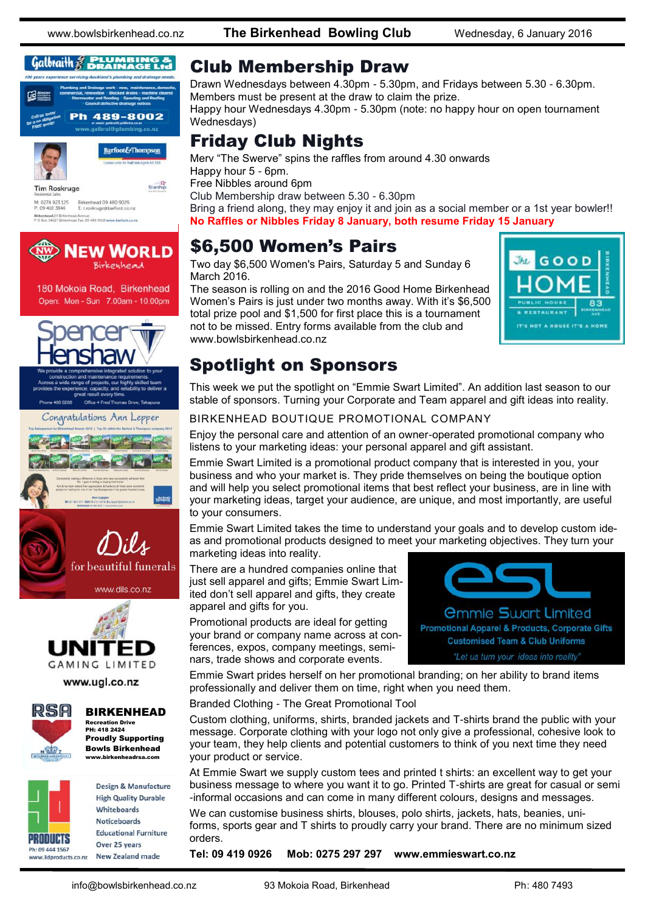# Club Membership Draw

Drawn Wednesdays between 4.30pm - 5.30pm, and Fridays between 5.30 - 6.30pm. Members must be present at the draw to claim the prize.
Happy hour Wednesdays 4.30pm - 5.30pm (note: no happy hour on open tournament Wednesdays)

# Friday Club Nights

Merv "The Swerve" spins the raffles from around 4.30 onwards
Happy hour 5 - 6pm.
Free Nibbles around 6pm
Club Membership draw between 5.30 - 6.30pm
Bring a friend along, they may enjoy it and join as a social member or a 1st year bowler!!
**No Raffles or Nibbles Friday 8 January, both resume Friday 15 January**

# $6,500 Women's Pairs

Two day $6,500 Women's Pairs, Saturday 5 and Sunday 6 March 2016.
The season is rolling on and the 2016 Good Home Birkenhead Women's Pairs is just under two months away. With it's $6,500 total prize pool and $1,500 for first place this is a tournament not to be missed. Entry forms available from the club and www.bowlsbirkenhead.co.nz

# Spotlight on Sponsors

This week we put the spotlight on "Emmie Swart Limited". An addition last season to our stable of sponsors. Turning your Corporate and Team apparel and gift ideas into reality.

BIRKENHEAD BOUTIQUE PROMOTIONAL COMPANY

Enjoy the personal care and attention of an owner-operated promotional company who listens to your marketing ideas: your personal apparel and gift assistant.

Emmie Swart Limited is a promotional product company that is interested in you, your business and who your market is. They pride themselves on being the boutique option and will help you select promotional items that best reflect your business, are in line with your marketing ideas, target your audience, are unique, and most importantly, are useful to your consumers.

Emmie Swart Limited takes the time to understand your goals and to develop custom ideas and promotional products designed to meet your marketing objectives. They turn your marketing ideas into reality.

There are a hundred companies online that just sell apparel and gifts; Emmie Swart Limited don't sell apparel and gifts, they create apparel and gifts for you.

Promotional products are ideal for getting your brand or company name across at conferences, expos, company meetings, seminars, trade shows and corporate events.

Emmie Swart prides herself on her promotional branding; on her ability to brand items professionally and deliver them on time, right when you need them.

Branded Clothing - The Great Promotional Tool

Custom clothing, uniforms, shirts, branded jackets and T-shirts brand the public with your message. Corporate clothing with your logo not only give a professional, cohesive look to your team, they help clients and potential customers to think of you next time they need your product or service.

At Emmie Swart we supply custom tees and printed t shirts: an excellent way to get your business message to where you want it to go. Printed T-shirts are great for casual or semi-informal occasions and can come in many different colours, designs and messages.

We can customise business shirts, blouses, polo shirts, jackets, hats, beanies, uniforms, sports gear and T shirts to proudly carry your brand. There are no minimum sized orders.

**Tel: 09 419 0926 Mob: 0275 297 297 www.emmieswart.co.nz**